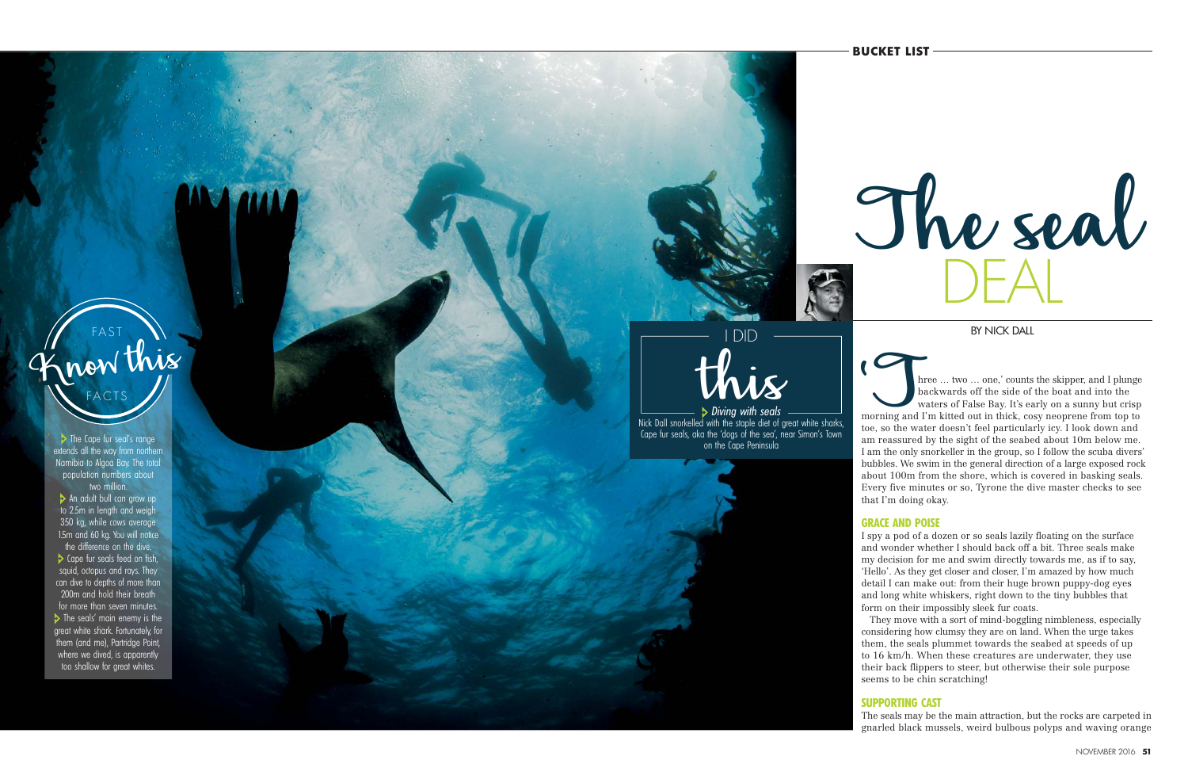# The seal DEAL

BY NICK DALL

## I DID this

**Diving with seals**

Nick Dall snorkelled with the staple diet of great white sharks, Cape fur seals, aka the 'dogs of the sea', near Simon's Town on the Cape Peninsula

'Three … two … one,' counts the skipper, and I plunge backwards off the side of the boat and into the waters of False Bay. It's early on a sunny but crisp morning and I'm kitted out in thick, cosy neoprene from top to toe, so the water doesn't feel particularly icy. I look down and am reassured by the sight of the seabed about 10m below me. I am the only snorkeller in the group, so I follow the scuba divers' bubbles. We swim in the general direction of a large exposed rock about 100m from the shore, which is covered in basking seals. Every five minutes or so, Tyrone the dive master checks to see that I'm doing okay.

### GRACE AND POISE

I spy a pod of a dozen or so seals lazily floating on the surface and wonder whether I should back off a bit. Three seals make my decision for me and swim directly towards me, as if to say, 'Hello'. As they get closer and closer, I'm amazed by how much detail I can make out: from their huge brown puppy-dog eyes and long white whiskers, right down to the tiny bubbles that form on their impossibly sleek fur coats.

They move with a sort of mind-boggling nimbleness, especially considering how clumsy they are on land. When the urge takes them, the seals plummet towards the seabed at speeds of up to 16 km/h. When these creatures are underwater, they use their back flippers to steer, but otherwise their sole purpose seems to be chin scratching!

### SUPPORTING CAST

The seals may be the main attraction, but the rocks are carpeted in gnarled black mussels, weird bulbous polyps and waving orange

## FAST Know this FACTS

- The Cape fur seal's range extends all the way from northern Namibia to Algoa Bay. The total population numbers about two million.
- An adult bull can grow up to 2.5m in length and weigh 350 kg, while cows average 1.5m and 60 kg. You will notice the difference on the dive.
- Cape fur seals feed on fish, squid, octopus and rays. They can dive to depths of more than 200m and hold their breath for more than seven minutes.
- The seals' main enemy is the great white shark. Fortunately, for them (and me), Partridge Point, where we dived, is apparently too shallow for great whites.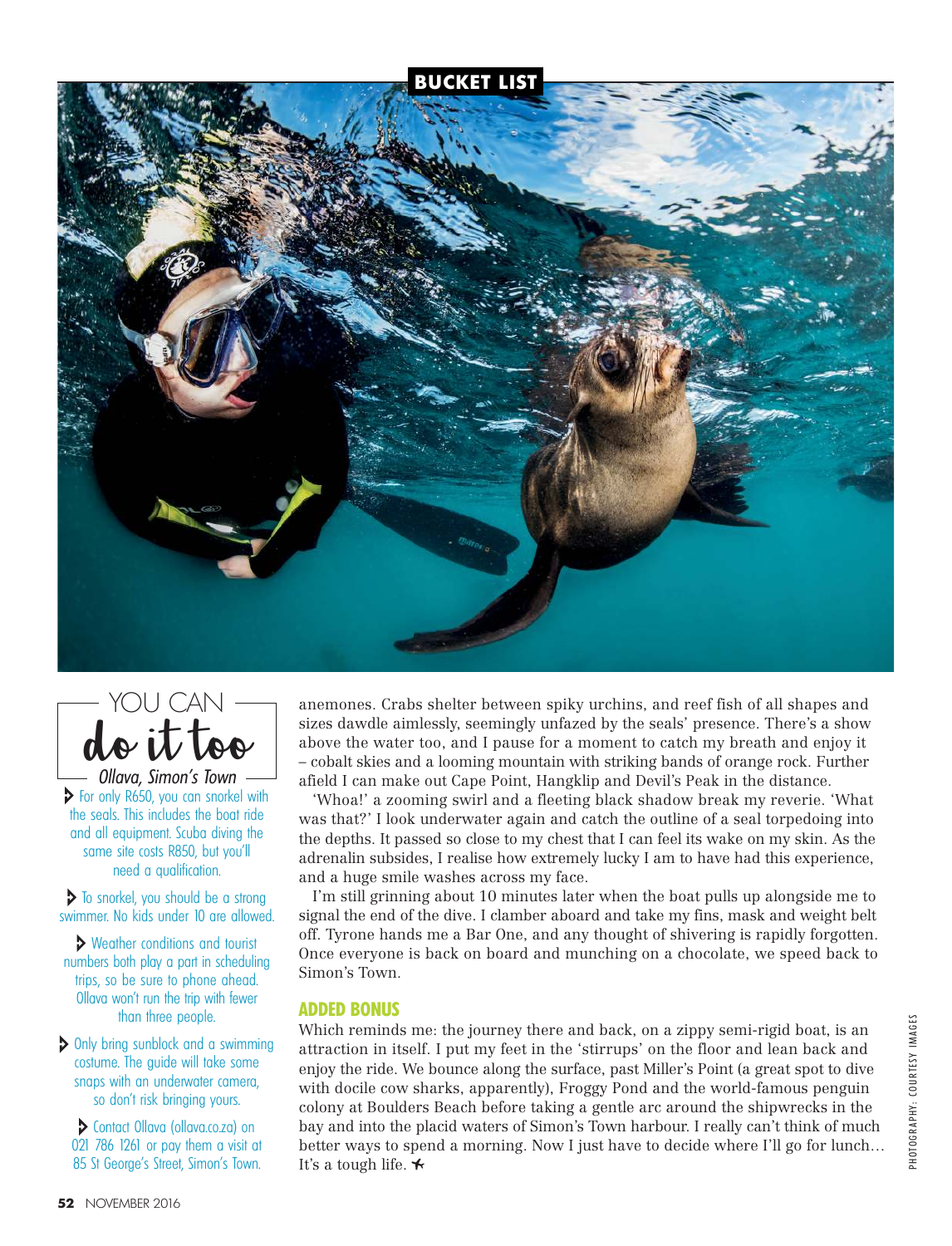## YOU CAN do it too

*Ollava, Simon's Town*

- For only R650, you can snorkel with the seals. This includes the boat ride and all equipment. Scuba diving the same site costs R850, but you'll need a qualification.
- To snorkel, you should be a strong swimmer. No kids under 10 are allowed.
- Weather conditions and tourist numbers both play a part in scheduling trips, so be sure to phone ahead. Ollava won't run the trip with fewer than three people.
- Only bring sunblock and a swimming costume. The guide will take some snaps with an underwater camera, so don't risk bringing yours.
- Contact Ollava (ollava.co.za) on 021 786 1261 or pay them a visit at 85 St George's Street, Simon's Town.

anemones. Crabs shelter between spiky urchins, and reef fish of all shapes and sizes dawdle aimlessly, seemingly unfazed by the seals' presence. There's a show above the water too, and I pause for a moment to catch my breath and enjoy it – cobalt skies and a looming mountain with striking bands of orange rock. Further afield I can make out Cape Point, Hangklip and Devil's Peak in the distance.

'Whoa!' a zooming swirl and a fleeting black shadow break my reverie. 'What was that?' I look underwater again and catch the outline of a seal torpedoing into the depths. It passed so close to my chest that I can feel its wake on my skin. As the adrenalin subsides, I realise how extremely lucky I am to have had this experience, and a huge smile washes across my face.

I'm still grinning about 10 minutes later when the boat pulls up alongside me to signal the end of the dive. I clamber aboard and take my fins, mask and weight belt off. Tyrone hands me a Bar One, and any thought of shivering is rapidly forgotten. Once everyone is back on board and munching on a chocolate, we speed back to Simon's Town.

### ADDED BONUS

Which reminds me: the journey there and back, on a zippy semi-rigid boat, is an attraction in itself. I put my feet in the 'stirrups' on the floor and lean back and enjoy the ride. We bounce along the surface, past Miller's Point (a great spot to dive with docile cow sharks, apparently), Froggy Pond and the world-famous penguin colony at Boulders Beach before taking a gentle arc around the shipwrecks in the bay and into the placid waters of Simon's Town harbour. I really can't think of much better ways to spend a morning. Now I just have to decide where I'll go for lunch… It's a tough life.

PHOTOGRAPHY: COURTESY IMAGES